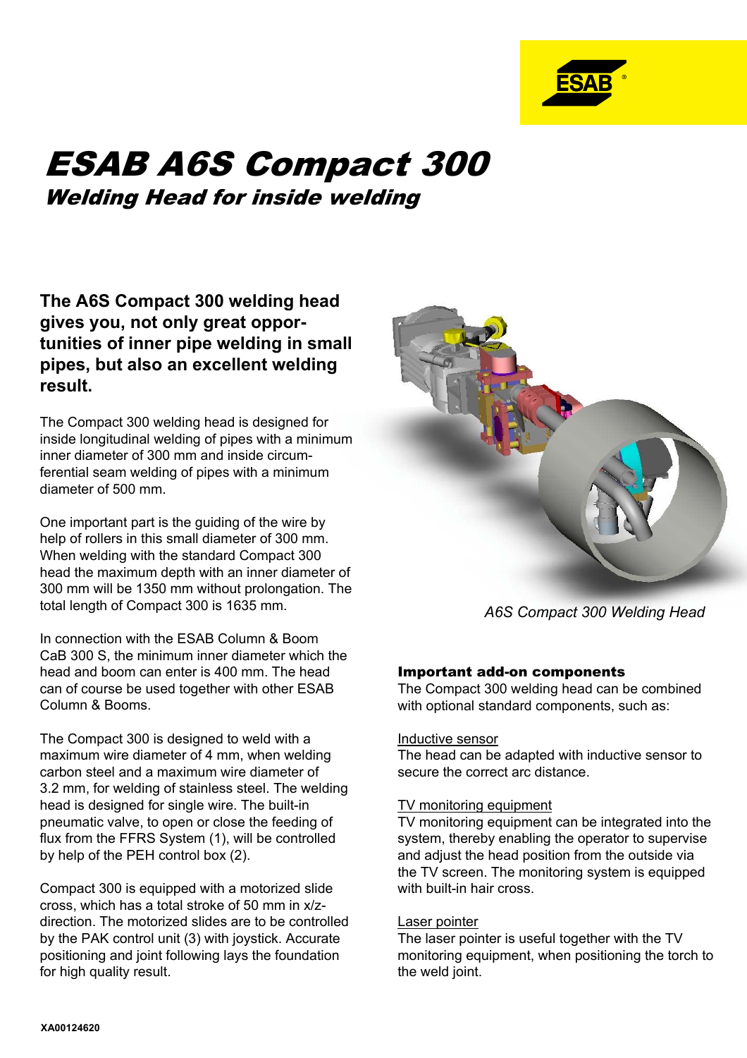# ESAB A6S Compact 300

## Welding Head for inside welding

**The A6S Compact 300 welding head gives you, not only great opportunities of inner pipe welding in small pipes, but also an excellent welding result.**

The Compact 300 welding head is designed for inside longitudinal welding of pipes with a minimum inner diameter of 300 mm and inside circumferential seam welding of pipes with a minimum diameter of 500 mm.

One important part is the guiding of the wire by help of rollers in this small diameter of 300 mm. When welding with the standard Compact 300 head the maximum depth with an inner diameter of 300 mm will be 1350 mm without prolongation. The total length of Compact 300 is 1635 mm.

In connection with the ESAB Column & Boom CaB 300 S, the minimum inner diameter which the head and boom can enter is 400 mm. The head can of course be used together with other ESAB Column & Booms.

The Compact 300 is designed to weld with a maximum wire diameter of 4 mm, when welding carbon steel and a maximum wire diameter of 3.2 mm, for welding of stainless steel. The welding head is designed for single wire. The built-in pneumatic valve, to open or close the feeding of flux from the FFRS System (1), will be controlled by help of the PEH control box (2).

Compact 300 is equipped with a motorized slide cross, which has a total stroke of 50 mm in x/z-direction. The motorized slides are to be controlled by the PAK control unit (3) with joystick. Accurate positioning and joint following lays the foundation for high quality result.

*A6S Compact 300 Welding Head*

### Important add-on components

The Compact 300 welding head can be combined with optional standard components, such as:

Inductive sensor
The head can be adapted with inductive sensor to secure the correct arc distance.

TV monitoring equipment
TV monitoring equipment can be integrated into the system, thereby enabling the operator to supervise and adjust the head position from the outside via the TV screen. The monitoring system is equipped with built-in hair cross.

Laser pointer
The laser pointer is useful together with the TV monitoring equipment, when positioning the torch to the weld joint.

XA00124620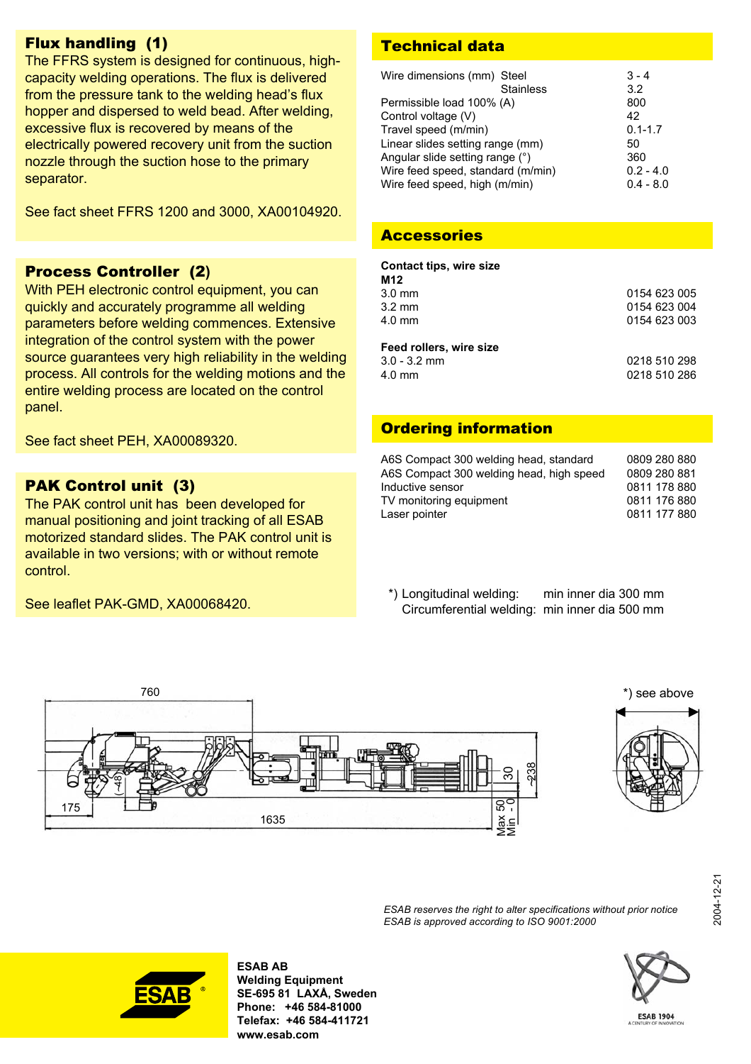## Flux handling (1)

The FFRS system is designed for continuous, high-capacity welding operations. The flux is delivered from the pressure tank to the welding head's flux hopper and dispersed to weld bead. After welding, excessive flux is recovered by means of the electrically powered recovery unit from the suction nozzle through the suction hose to the primary separator.

See fact sheet FFRS 1200 and 3000, XA00104920.

## Process Controller (2)

With PEH electronic control equipment, you can quickly and accurately programme all welding parameters before welding commences. Extensive integration of the control system with the power source guarantees very high reliability in the welding process. All controls for the welding motions and the entire welding process are located on the control panel.

See fact sheet PEH, XA00089320.

## PAK Control unit (3)

The PAK control unit has been developed for manual positioning and joint tracking of all ESAB motorized standard slides. The PAK control unit is available in two versions; with or without remote control.

See leaflet PAK-GMD, XA00068420.

## Technical data

| | |
|---|---|
| Wire dimensions (mm) Steel | 3 - 4 |
| Stainless | 3.2 |
| Permissible load 100% (A) | 800 |
| Control voltage (V) | 42 |
| Travel speed (m/min) | 0.1-1.7 |
| Linear slides setting range (mm) | 50 |
| Angular slide setting range (°) | 360 |
| Wire feed speed, standard (m/min) | 0.2 - 4.0 |
| Wire feed speed, high (m/min) | 0.4 - 8.0 |

## Accessories

**Contact tips, wire size**
**M12**

| | |
|---|---|
| 3.0 mm | 0154 623 005 |
| 3.2 mm | 0154 623 004 |
| 4.0 mm | 0154 623 003 |

**Feed rollers, wire size**

| | |
|---|---|
| 3.0 - 3.2 mm | 0218 510 298 |
| 4.0 mm | 0218 510 286 |

## Ordering information

| | |
|---|---|
| A6S Compact 300 welding head, standard | 0809 280 880 |
| A6S Compact 300 welding head, high speed | 0809 280 881 |
| Inductive sensor | 0811 178 880 |
| TV monitoring equipment | 0811 176 880 |
| Laser pointer | 0811 177 880 |

*) Longitudinal welding: min inner dia 300 mm
Circumferential welding: min inner dia 500 mm

760
175
(-48)
1635
30
~238
Max 50
Min - 0
*) see above

*ESAB reserves the right to alter specifications without prior notice*
*ESAB is approved according to ISO 9001:2000*

2004-12-21

**ESAB AB**
**Welding Equipment**
**SE-695 81 LAXÅ, Sweden**
**Phone: +46 584-81000**
**Telefax: +46 584-411721**
**www.esab.com**

ESAB 1904
A CENTURY OF INNOVATION